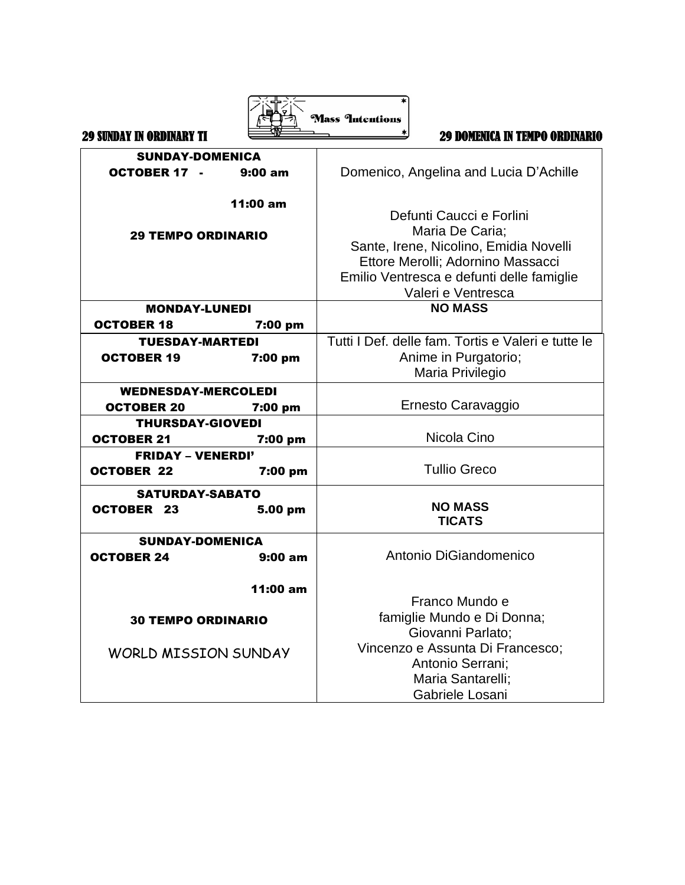**29 SUNDAY IN ORDINARY TI** — Mass Intentions — **29 DOMENICA IN TEMPO ORDINARIO**

| Day / Time | Intentions |
|---|---|
| **SUNDAY-DOMENICA**<br>**OCTOBER 17 - 9:00 am** | Domenico, Angelina and Lucia D'Achille |
| **11:00 am**<br><br>**29 TEMPO ORDINARIO** | Defunti Caucci e Forlini<br>Maria De Caria;<br>Sante, Irene, Nicolino, Emidia Novelli<br>Ettore Merolli; Adornino Massacci<br>Emilio Ventresca e defunti delle famiglie Valeri e Ventresca |
| **MONDAY-LUNEDI**<br>**OCTOBER 18 7:00 pm** | **NO MASS** |
| **TUESDAY-MARTEDI**<br>**OCTOBER 19 7:00 pm** | Tutti I Def. delle fam. Tortis e Valeri e tutte le Anime in Purgatorio;<br>Maria Privilegio |
| **WEDNESDAY-MERCOLEDI**<br>**OCTOBER 20 7:00 pm** | Ernesto Caravaggio |
| **THURSDAY-GIOVEDI**<br>**OCTOBER 21 7:00 pm** | Nicola Cino |
| **FRIDAY – VENERDI'**<br>**OCTOBER 22 7:00 pm** | Tullio Greco |
| **SATURDAY-SABATO**<br>**OCTOBER 23 5.00 pm** | **NO MASS**<br>**TICATS** |
| **SUNDAY-DOMENICA**<br>**OCTOBER 24 9:00 am** | Antonio DiGiandomenico |
| **11:00 am**<br><br>**30 TEMPO ORDINARIO**<br><br>WORLD MISSION SUNDAY | Franco Mundo e famiglie Mundo e Di Donna;<br>Giovanni Parlato;<br>Vincenzo e Assunta Di Francesco;<br>Antonio Serrani;<br>Maria Santarelli;<br>Gabriele Losani |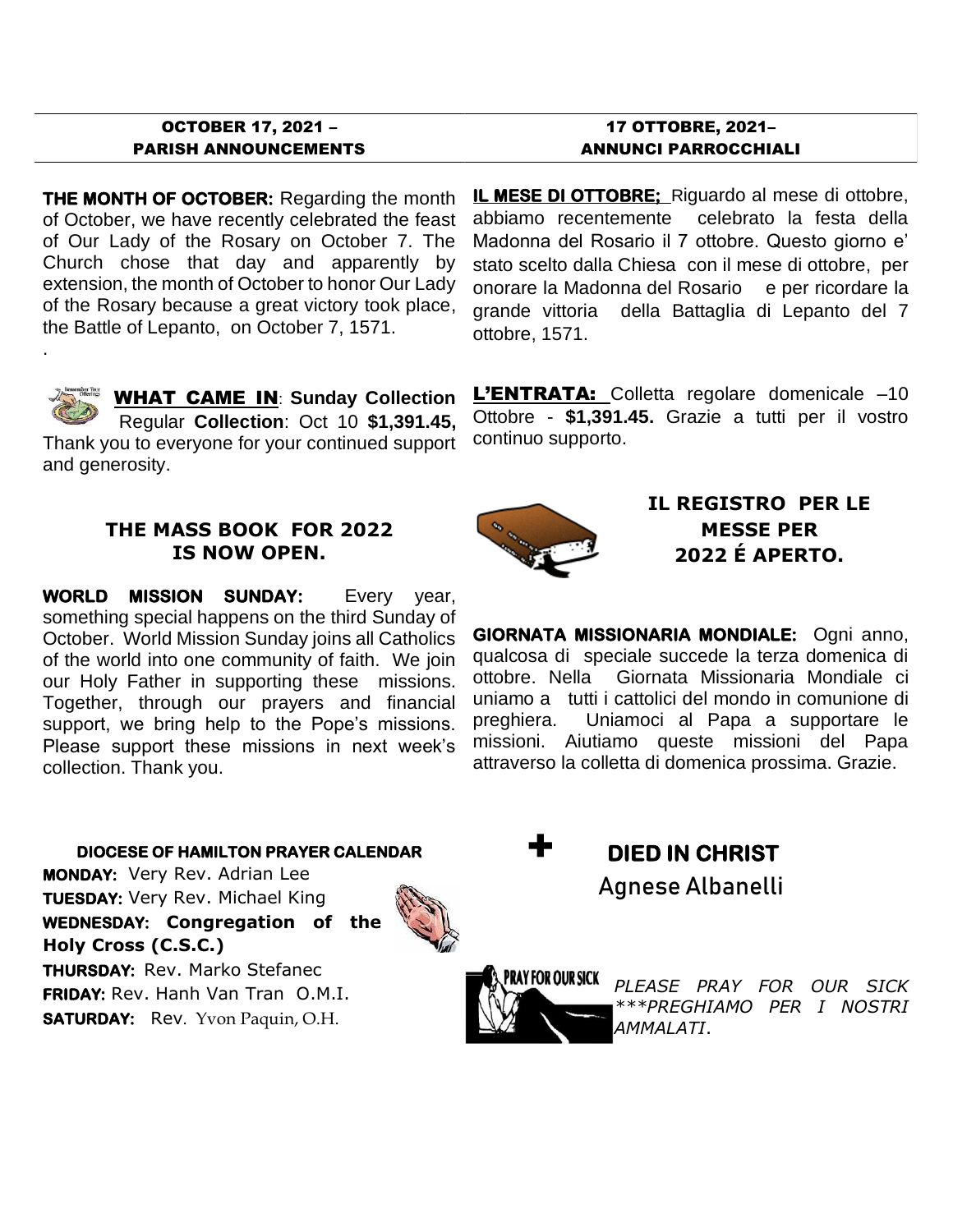## OCTOBER 17, 2021 – PARISH ANNOUNCEMENTS

**THE MONTH OF OCTOBER:** Regarding the month of October, we have recently celebrated the feast of Our Lady of the Rosary on October 7. The Church chose that day and apparently by extension, the month of October to honor Our Lady of the Rosary because a great victory took place, the Battle of Lepanto, on October 7, 1571.

.

**WHAT CAME IN**: **Sunday Collection** Regular **Collection**: Oct 10 **$1,391.45,** Thank you to everyone for your continued support and generosity.

### THE MASS BOOK FOR 2022 IS NOW OPEN.

**WORLD MISSION SUNDAY:** Every year, something special happens on the third Sunday of October. World Mission Sunday joins all Catholics of the world into one community of faith. We join our Holy Father in supporting these missions. Together, through our prayers and financial support, we bring help to the Pope's missions. Please support these missions in next week's collection. Thank you.

## 17 OTTOBRE, 2021– ANNUNCI PARROCCHIALI

**IL MESE DI OTTOBRE;** Riguardo al mese di ottobre, abbiamo recentemente celebrato la festa della Madonna del Rosario il 7 ottobre. Questo giorno e' stato scelto dalla Chiesa con il mese di ottobre, per onorare la Madonna del Rosario e per ricordare la grande vittoria della Battaglia di Lepanto del 7 ottobre, 1571.

**L'ENTRATA:** Colletta regolare domenicale –10 Ottobre - **$1,391.45.** Grazie a tutti per il vostro continuo supporto.

### IL REGISTRO PER LE MESSE PER 2022 É APERTO.

**GIORNATA MISSIONARIA MONDIALE:** Ogni anno, qualcosa di speciale succede la terza domenica di ottobre. Nella Giornata Missionaria Mondiale ci uniamo a tutti i cattolici del mondo in comunione di preghiera. Uniamoci al Papa a supportare le missioni. Aiutiamo queste missioni del Papa attraverso la colletta di domenica prossima. Grazie.

### DIOCESE OF HAMILTON PRAYER CALENDAR

**MONDAY:** Very Rev. Adrian Lee
**TUESDAY:** Very Rev. Michael King
**WEDNESDAY: Congregation of the Holy Cross (C.S.C.)**
**THURSDAY:** Rev. Marko Stefanec
**FRIDAY:** Rev. Hanh Van Tran O.M.I.
**SATURDAY:** Rev. Yvon Paquin, O.H.

### ✚ DIED IN CHRIST

Agnese Albanelli

PRAY FOR OUR SICK

*PLEASE PRAY FOR OUR SICK \*\*\*PREGHIAMO PER I NOSTRI AMMALATI.*